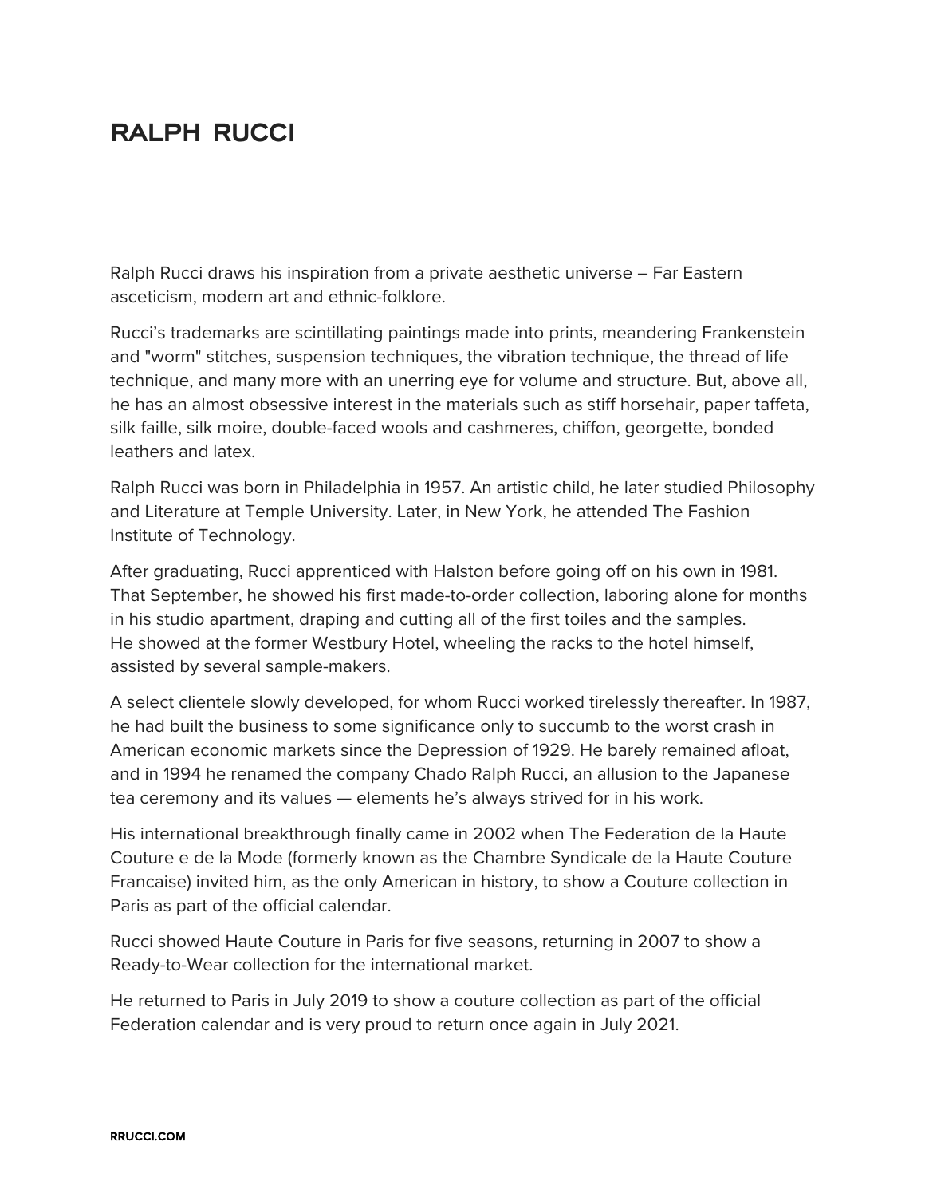# RALPH RUCCI

Ralph Rucci draws his inspiration from a private aesthetic universe – Far Eastern asceticism, modern art and ethnic-folklore.

Rucci's trademarks are scintillating paintings made into prints, meandering Frankenstein and "worm" stitches, suspension techniques, the vibration technique, the thread of life technique, and many more with an unerring eye for volume and structure. But, above all, he has an almost obsessive interest in the materials such as stiff horsehair, paper taffeta, silk faille, silk moire, double-faced wools and cashmeres, chiffon, georgette, bonded leathers and latex.

Ralph Rucci was born in Philadelphia in 1957. An artistic child, he later studied Philosophy and Literature at Temple University. Later, in New York, he attended The Fashion Institute of Technology.

After graduating, Rucci apprenticed with Halston before going off on his own in 1981. That September, he showed his first made-to-order collection, laboring alone for months in his studio apartment, draping and cutting all of the first toiles and the samples. He showed at the former Westbury Hotel, wheeling the racks to the hotel himself, assisted by several sample-makers.

A select clientele slowly developed, for whom Rucci worked tirelessly thereafter. In 1987, he had built the business to some significance only to succumb to the worst crash in American economic markets since the Depression of 1929. He barely remained afloat, and in 1994 he renamed the company Chado Ralph Rucci, an allusion to the Japanese tea ceremony and its values — elements he's always strived for in his work.

His international breakthrough finally came in 2002 when The Federation de la Haute Couture e de la Mode (formerly known as the Chambre Syndicale de la Haute Couture Francaise) invited him, as the only American in history, to show a Couture collection in Paris as part of the official calendar.

Rucci showed Haute Couture in Paris for five seasons, returning in 2007 to show a Ready-to-Wear collection for the international market.

He returned to Paris in July 2019 to show a couture collection as part of the official Federation calendar and is very proud to return once again in July 2021.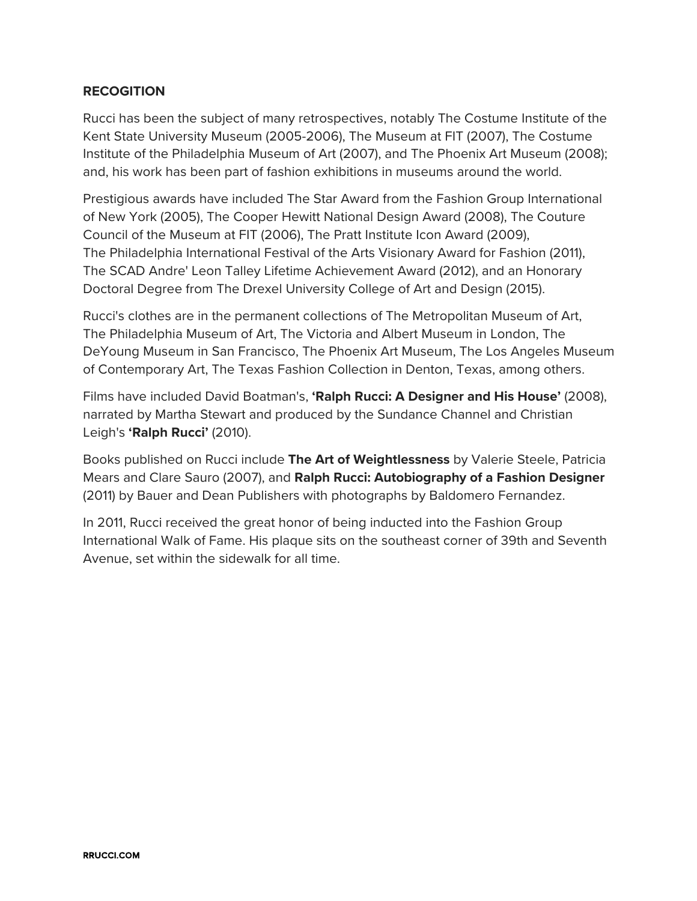## RECOGITION

Rucci has been the subject of many retrospectives, notably The Costume Institute of the Kent State University Museum (2005-2006), The Museum at FIT (2007), The Costume Institute of the Philadelphia Museum of Art (2007), and The Phoenix Art Museum (2008); and, his work has been part of fashion exhibitions in museums around the world.

Prestigious awards have included The Star Award from the Fashion Group International of New York (2005), The Cooper Hewitt National Design Award (2008), The Couture Council of the Museum at FIT (2006), The Pratt Institute Icon Award (2009), The Philadelphia International Festival of the Arts Visionary Award for Fashion (2011), The SCAD Andre' Leon Talley Lifetime Achievement Award (2012), and an Honorary Doctoral Degree from The Drexel University College of Art and Design (2015).

Rucci's clothes are in the permanent collections of The Metropolitan Museum of Art, The Philadelphia Museum of Art, The Victoria and Albert Museum in London, The DeYoung Museum in San Francisco, The Phoenix Art Museum, The Los Angeles Museum of Contemporary Art, The Texas Fashion Collection in Denton, Texas, among others.

Films have included David Boatman's, **'Ralph Rucci: A Designer and His House'** (2008), narrated by Martha Stewart and produced by the Sundance Channel and Christian Leigh's **'Ralph Rucci'** (2010).

Books published on Rucci include **The Art of Weightlessness** by Valerie Steele, Patricia Mears and Clare Sauro (2007), and **Ralph Rucci: Autobiography of a Fashion Designer** (2011) by Bauer and Dean Publishers with photographs by Baldomero Fernandez.

In 2011, Rucci received the great honor of being inducted into the Fashion Group International Walk of Fame. His plaque sits on the southeast corner of 39th and Seventh Avenue, set within the sidewalk for all time.